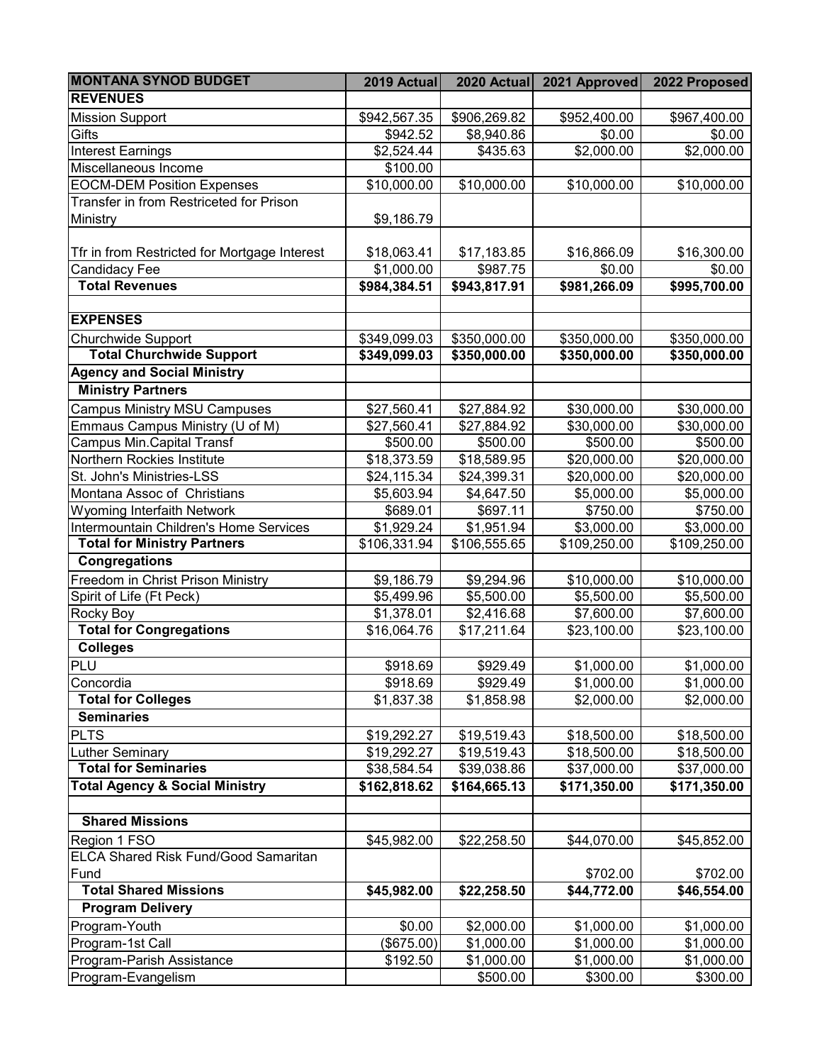| MONTANA SYNOD BUDGET | 2019 Actual | 2020 Actual | 2021 Approved | 2022 Proposed |
|---|---|---|---|---|
| **REVENUES** | | | | |
| Mission Support | $942,567.35 | $906,269.82 | $952,400.00 | $967,400.00 |
| Gifts | $942.52 | $8,940.86 | $0.00 | $0.00 |
| Interest Earnings | $2,524.44 | $435.63 | $2,000.00 | $2,000.00 |
| Miscellaneous Income | $100.00 | | | |
| EOCM-DEM Position Expenses | $10,000.00 | $10,000.00 | $10,000.00 | $10,000.00 |
| Transfer in from Restriceted for Prison Ministry | $9,186.79 | | | |
| Tfr in from Restricted for Mortgage Interest | $18,063.41 | $17,183.85 | $16,866.09 | $16,300.00 |
| Candidacy Fee | $1,000.00 | $987.75 | $0.00 | $0.00 |
| **Total Revenues** | **$984,384.51** | **$943,817.91** | **$981,266.09** | **$995,700.00** |
| | | | | |
| **EXPENSES** | | | | |
| Churchwide Support | $349,099.03 | $350,000.00 | $350,000.00 | $350,000.00 |
| **Total Churchwide Support** | **$349,099.03** | **$350,000.00** | **$350,000.00** | **$350,000.00** |
| **Agency and Social Ministry** | | | | |
| **Ministry Partners** | | | | |
| Campus Ministry MSU Campuses | $27,560.41 | $27,884.92 | $30,000.00 | $30,000.00 |
| Emmaus Campus Ministry (U of M) | $27,560.41 | $27,884.92 | $30,000.00 | $30,000.00 |
| Campus Min.Capital Transf | $500.00 | $500.00 | $500.00 | $500.00 |
| Northern Rockies Institute | $18,373.59 | $18,589.95 | $20,000.00 | $20,000.00 |
| St. John's Ministries-LSS | $24,115.34 | $24,399.31 | $20,000.00 | $20,000.00 |
| Montana Assoc of Christians | $5,603.94 | $4,647.50 | $5,000.00 | $5,000.00 |
| Wyoming Interfaith Network | $689.01 | $697.11 | $750.00 | $750.00 |
| Intermountain Children's Home Services | $1,929.24 | $1,951.94 | $3,000.00 | $3,000.00 |
| **Total for Ministry Partners** | $106,331.94 | $106,555.65 | $109,250.00 | $109,250.00 |
| **Congregations** | | | | |
| Freedom in Christ Prison Ministry | $9,186.79 | $9,294.96 | $10,000.00 | $10,000.00 |
| Spirit of Life (Ft Peck) | $5,499.96 | $5,500.00 | $5,500.00 | $5,500.00 |
| Rocky Boy | $1,378.01 | $2,416.68 | $7,600.00 | $7,600.00 |
| **Total for Congregations** | $16,064.76 | $17,211.64 | $23,100.00 | $23,100.00 |
| **Colleges** | | | | |
| PLU | $918.69 | $929.49 | $1,000.00 | $1,000.00 |
| Concordia | $918.69 | $929.49 | $1,000.00 | $1,000.00 |
| **Total for Colleges** | $1,837.38 | $1,858.98 | $2,000.00 | $2,000.00 |
| **Seminaries** | | | | |
| PLTS | $19,292.27 | $19,519.43 | $18,500.00 | $18,500.00 |
| Luther Seminary | $19,292.27 | $19,519.43 | $18,500.00 | $18,500.00 |
| **Total for Seminaries** | $38,584.54 | $39,038.86 | $37,000.00 | $37,000.00 |
| **Total Agency & Social Ministry** | **$162,818.62** | **$164,665.13** | **$171,350.00** | **$171,350.00** |
| | | | | |
| **Shared Missions** | | | | |
| Region 1 FSO | $45,982.00 | $22,258.50 | $44,070.00 | $45,852.00 |
| ELCA Shared Risk Fund/Good Samaritan Fund | | | $702.00 | $702.00 |
| **Total Shared Missions** | **$45,982.00** | **$22,258.50** | **$44,772.00** | **$46,554.00** |
| **Program Delivery** | | | | |
| Program-Youth | $0.00 | $2,000.00 | $1,000.00 | $1,000.00 |
| Program-1st Call | ($675.00) | $1,000.00 | $1,000.00 | $1,000.00 |
| Program-Parish Assistance | $192.50 | $1,000.00 | $1,000.00 | $1,000.00 |
| Program-Evangelism | | $500.00 | $300.00 | $300.00 |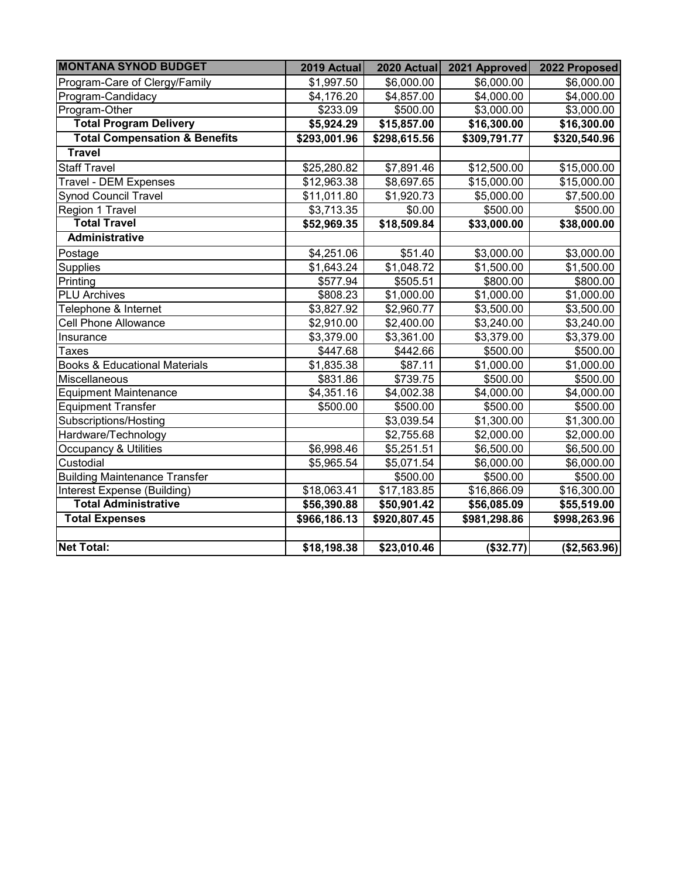| MONTANA SYNOD BUDGET | 2019 Actual | 2020 Actual | 2021 Approved | 2022 Proposed |
| --- | --- | --- | --- | --- |
| Program-Care of Clergy/Family | $1,997.50 | $6,000.00 | $6,000.00 | $6,000.00 |
| Program-Candidacy | $4,176.20 | $4,857.00 | $4,000.00 | $4,000.00 |
| Program-Other | $233.09 | $500.00 | $3,000.00 | $3,000.00 |
| **Total Program Delivery** | **$5,924.29** | **$15,857.00** | **$16,300.00** | **$16,300.00** |
| **Total Compensation & Benefits** | **$293,001.96** | **$298,615.56** | **$309,791.77** | **$320,540.96** |
| **Travel** | | | | |
| Staff Travel | $25,280.82 | $7,891.46 | $12,500.00 | $15,000.00 |
| Travel - DEM Expenses | $12,963.38 | $8,697.65 | $15,000.00 | $15,000.00 |
| Synod Council Travel | $11,011.80 | $1,920.73 | $5,000.00 | $7,500.00 |
| Region 1 Travel | $3,713.35 | $0.00 | $500.00 | $500.00 |
| **Total Travel** | **$52,969.35** | **$18,509.84** | **$33,000.00** | **$38,000.00** |
| **Administrative** | | | | |
| Postage | $4,251.06 | $51.40 | $3,000.00 | $3,000.00 |
| Supplies | $1,643.24 | $1,048.72 | $1,500.00 | $1,500.00 |
| Printing | $577.94 | $505.51 | $800.00 | $800.00 |
| PLU Archives | $808.23 | $1,000.00 | $1,000.00 | $1,000.00 |
| Telephone & Internet | $3,827.92 | $2,960.77 | $3,500.00 | $3,500.00 |
| Cell Phone Allowance | $2,910.00 | $2,400.00 | $3,240.00 | $3,240.00 |
| Insurance | $3,379.00 | $3,361.00 | $3,379.00 | $3,379.00 |
| Taxes | $447.68 | $442.66 | $500.00 | $500.00 |
| Books & Educational Materials | $1,835.38 | $87.11 | $1,000.00 | $1,000.00 |
| Miscellaneous | $831.86 | $739.75 | $500.00 | $500.00 |
| Equipment Maintenance | $4,351.16 | $4,002.38 | $4,000.00 | $4,000.00 |
| Equipment Transfer | $500.00 | $500.00 | $500.00 | $500.00 |
| Subscriptions/Hosting | | $3,039.54 | $1,300.00 | $1,300.00 |
| Hardware/Technology | | $2,755.68 | $2,000.00 | $2,000.00 |
| Occupancy & Utilities | $6,998.46 | $5,251.51 | $6,500.00 | $6,500.00 |
| Custodial | $5,965.54 | $5,071.54 | $6,000.00 | $6,000.00 |
| Building Maintenance Transfer | | $500.00 | $500.00 | $500.00 |
| Interest Expense (Building) | $18,063.41 | $17,183.85 | $16,866.09 | $16,300.00 |
| **Total Administrative** | **$56,390.88** | **$50,901.42** | **$56,085.09** | **$55,519.00** |
| **Total Expenses** | **$966,186.13** | **$920,807.45** | **$981,298.86** | **$998,263.96** |
| | | | | |
| **Net Total:** | **$18,198.38** | **$23,010.46** | **($32.77)** | **($2,563.96)** |